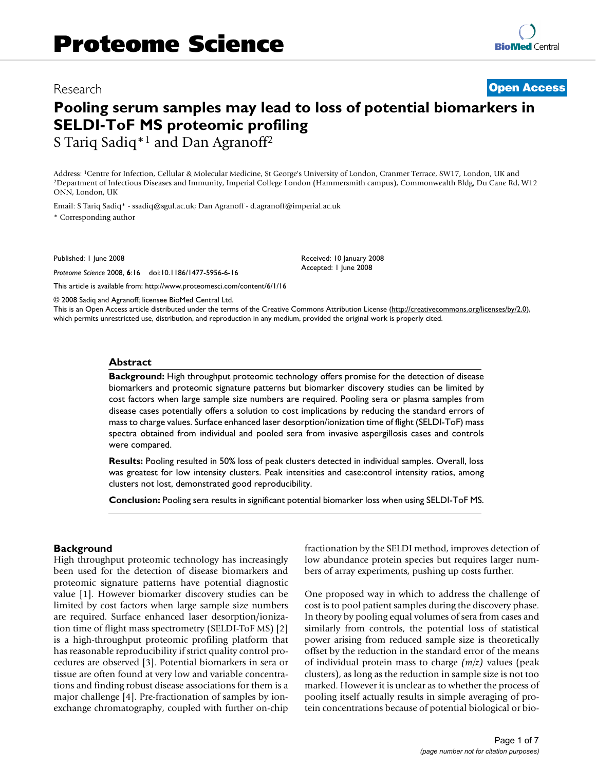Research

Open Access

# Pooling serum samples may lead to loss of potential biomarkers in SELDI-ToF MS proteomic profiling

S Tariq Sadiq*[1] and Dan Agranoff[2]

Address: [1]Centre for Infection, Cellular & Molecular Medicine, St George's University of London, Cranmer Terrace, SW17, London, UK and [2]Department of Infectious Diseases and Immunity, Imperial College London (Hammersmith campus), Commonwealth Bldg, Du Cane Rd, W12 ONN, London, UK

Email: S Tariq Sadiq* - ssadiq@sgul.ac.uk; Dan Agranoff - d.agranoff@imperial.ac.uk

* Corresponding author

Published: 1 June 2008

*Proteome Science* 2008, **6**:16 doi:10.1186/1477-5956-6-16

Received: 10 January 2008
Accepted: 1 June 2008

This article is available from: http://www.proteomesci.com/content/6/1/16

© 2008 Sadiq and Agranoff; licensee BioMed Central Ltd.
This is an Open Access article distributed under the terms of the Creative Commons Attribution License (http://creativecommons.org/licenses/by/2.0), which permits unrestricted use, distribution, and reproduction in any medium, provided the original work is properly cited.

## Abstract

**Background:** High throughput proteomic technology offers promise for the detection of disease biomarkers and proteomic signature patterns but biomarker discovery studies can be limited by cost factors when large sample size numbers are required. Pooling sera or plasma samples from disease cases potentially offers a solution to cost implications by reducing the standard errors of mass to charge values. Surface enhanced laser desorption/ionization time of flight (SELDI-ToF) mass spectra obtained from individual and pooled sera from invasive aspergillosis cases and controls were compared.

**Results:** Pooling resulted in 50% loss of peak clusters detected in individual samples. Overall, loss was greatest for low intensity clusters. Peak intensities and case:control intensity ratios, among clusters not lost, demonstrated good reproducibility.

**Conclusion:** Pooling sera results in significant potential biomarker loss when using SELDI-ToF MS.

## Background

High throughput proteomic technology has increasingly been used for the detection of disease biomarkers and proteomic signature patterns have potential diagnostic value [1]. However biomarker discovery studies can be limited by cost factors when large sample size numbers are required. Surface enhanced laser desorption/ionization time of flight mass spectrometry (SELDI-ToF MS) [2] is a high-throughput proteomic profiling platform that has reasonable reproducibility if strict quality control procedures are observed [3]. Potential biomarkers in sera or tissue are often found at very low and variable concentrations and finding robust disease associations for them is a major challenge [4]. Pre-fractionation of samples by ion-exchange chromatography, coupled with further on-chip fractionation by the SELDI method, improves detection of low abundance protein species but requires larger numbers of array experiments, pushing up costs further.

One proposed way in which to address the challenge of cost is to pool patient samples during the discovery phase. In theory by pooling equal volumes of sera from cases and similarly from controls, the potential loss of statistical power arising from reduced sample size is theoretically offset by the reduction in the standard error of the means of individual protein mass to charge *(m/z)* values (peak clusters), as long as the reduction in sample size is not too marked. However it is unclear as to whether the process of pooling itself actually results in simple averaging of protein concentrations because of potential biological or bio-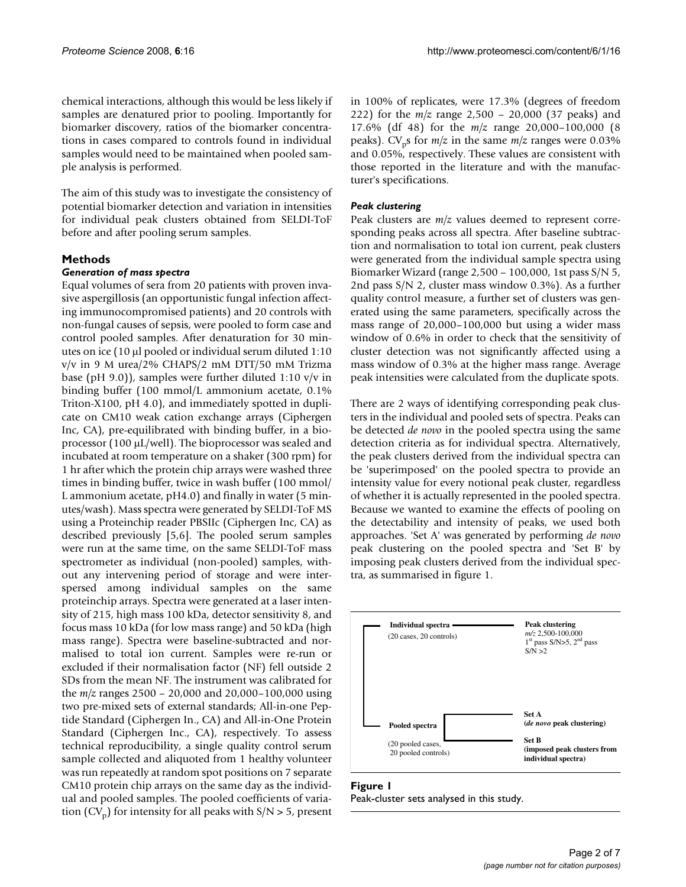chemical interactions, although this would be less likely if samples are denatured prior to pooling. Importantly for biomarker discovery, ratios of the biomarker concentrations in cases compared to controls found in individual samples would need to be maintained when pooled sample analysis is performed.

The aim of this study was to investigate the consistency of potential biomarker detection and variation in intensities for individual peak clusters obtained from SELDI-ToF before and after pooling serum samples.

## Methods

### Generation of mass spectra

Equal volumes of sera from 20 patients with proven invasive aspergillosis (an opportunistic fungal infection affecting immunocompromised patients) and 20 controls with non-fungal causes of sepsis, were pooled to form case and control pooled samples. After denaturation for 30 minutes on ice (10 μl pooled or individual serum diluted 1:10 v/v in 9 M urea/2% CHAPS/2 mM DTT/50 mM Trizma base (pH 9.0)), samples were further diluted 1:10 v/v in binding buffer (100 mmol/L ammonium acetate, 0.1% Triton-X100, pH 4.0), and immediately spotted in duplicate on CM10 weak cation exchange arrays (Ciphergen Inc, CA), pre-equilibrated with binding buffer, in a bioprocessor (100 μL/well). The bioprocessor was sealed and incubated at room temperature on a shaker (300 rpm) for 1 hr after which the protein chip arrays were washed three times in binding buffer, twice in wash buffer (100 mmol/L ammonium acetate, pH4.0) and finally in water (5 minutes/wash). Mass spectra were generated by SELDI-ToF MS using a Proteinchip reader PBSIIc (Ciphergen Inc, CA) as described previously [5,6]. The pooled serum samples were run at the same time, on the same SELDI-ToF mass spectrometer as individual (non-pooled) samples, without any intervening period of storage and were interspersed among individual samples on the same proteinchip arrays. Spectra were generated at a laser intensity of 215, high mass 100 kDa, detector sensitivity 8, and focus mass 10 kDa (for low mass range) and 50 kDa (high mass range). Spectra were baseline-subtracted and normalised to total ion current. Samples were re-run or excluded if their normalisation factor (NF) fell outside 2 SDs from the mean NF. The instrument was calibrated for the *m/z* ranges 2500 – 20,000 and 20,000–100,000 using two pre-mixed sets of external standards; All-in-one Peptide Standard (Ciphergen In., CA) and All-in-One Protein Standard (Ciphergen Inc., CA), respectively. To assess technical reproducibility, a single quality control serum sample collected and aliquoted from 1 healthy volunteer was run repeatedly at random spot positions on 7 separate CM10 protein chip arrays on the same day as the individual and pooled samples. The pooled coefficients of variation ($CV_p$) for intensity for all peaks with S/N > 5, present in 100% of replicates, were 17.3% (degrees of freedom 222) for the *m/z* range 2,500 – 20,000 (37 peaks) and 17.6% (df 48) for the *m/z* range 20,000–100,000 (8 peaks). $CV_p$s for *m/z* in the same *m/z* ranges were 0.03% and 0.05%, respectively. These values are consistent with those reported in the literature and with the manufacturer's specifications.

### Peak clustering

Peak clusters are *m/z* values deemed to represent corresponding peaks across all spectra. After baseline subtraction and normalisation to total ion current, peak clusters were generated from the individual sample spectra using Biomarker Wizard (range 2,500 – 100,000, 1st pass S/N 5, 2nd pass S/N 2, cluster mass window 0.3%). As a further quality control measure, a further set of clusters was generated using the same parameters, specifically across the mass range of 20,000–100,000 but using a wider mass window of 0.6% in order to check that the sensitivity of cluster detection was not significantly affected using a mass window of 0.3% at the higher mass range. Average peak intensities were calculated from the duplicate spots.

There are 2 ways of identifying corresponding peak clusters in the individual and pooled sets of spectra. Peaks can be detected *de novo* in the pooled spectra using the same detection criteria as for individual spectra. Alternatively, the peak clusters derived from the individual spectra can be 'superimposed' on the pooled spectra to provide an intensity value for every notional peak cluster, regardless of whether it is actually represented in the pooled spectra. Because we wanted to examine the effects of pooling on the detectability and intensity of peaks, we used both approaches. 'Set A' was generated by performing *de novo* peak clustering on the pooled spectra and 'Set B' by imposing peak clusters derived from the individual spectra, as summarised in figure 1.

**Individual spectra** (20 cases, 20 controls) → **Peak clustering** *m/z* 2,500-100,000, 1st pass S/N>5, 2nd pass S/N >2

**Pooled spectra** (20 pooled cases, 20 pooled controls) → **Set A** (*de novo* peak clustering); **Set B** (imposed peak clusters from individual spectra)

**Figure 1**
Peak-cluster sets analysed in this study.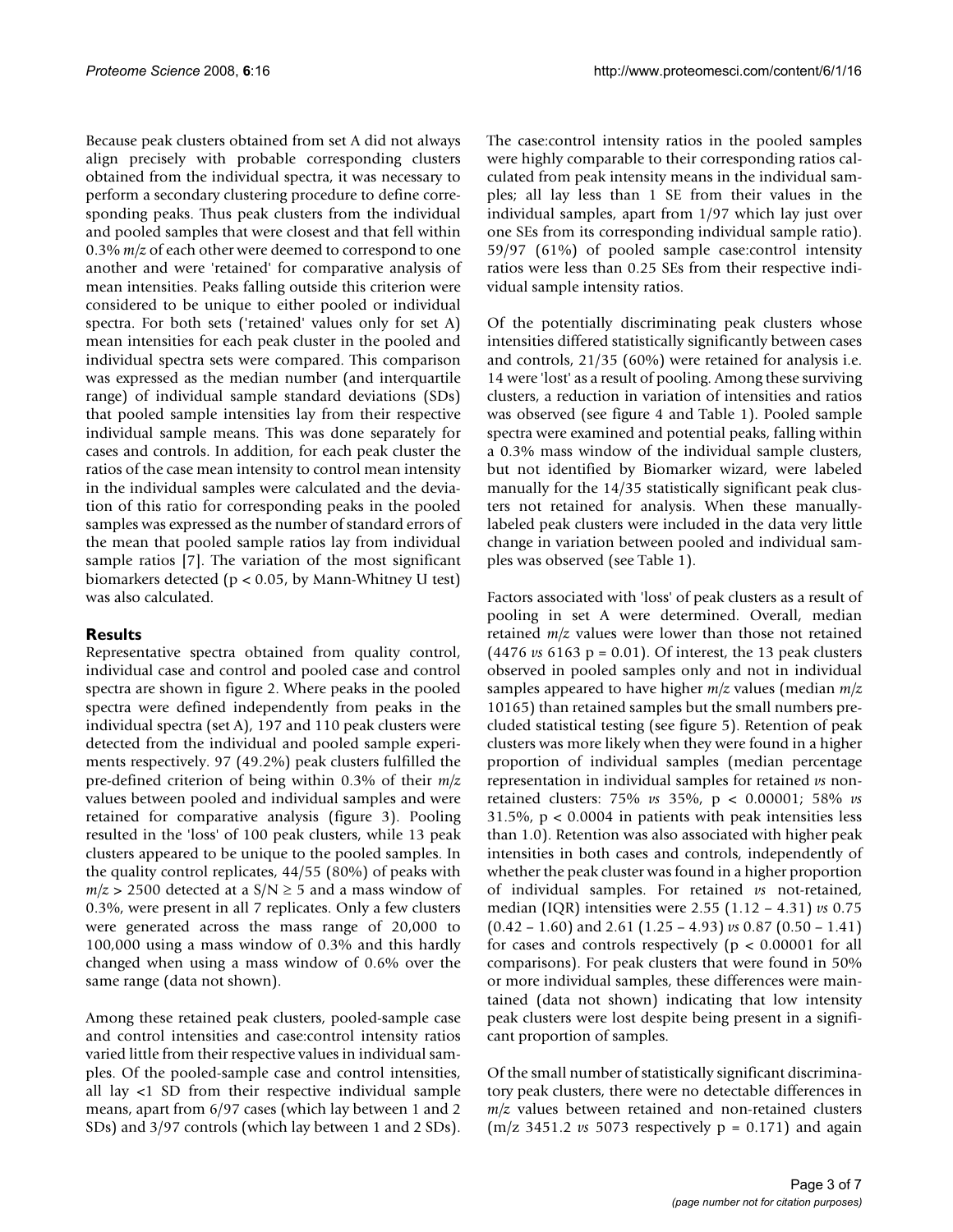Because peak clusters obtained from set A did not always align precisely with probable corresponding clusters obtained from the individual spectra, it was necessary to perform a secondary clustering procedure to define corresponding peaks. Thus peak clusters from the individual and pooled samples that were closest and that fell within 0.3% *m/z* of each other were deemed to correspond to one another and were 'retained' for comparative analysis of mean intensities. Peaks falling outside this criterion were considered to be unique to either pooled or individual spectra. For both sets ('retained' values only for set A) mean intensities for each peak cluster in the pooled and individual spectra sets were compared. This comparison was expressed as the median number (and interquartile range) of individual sample standard deviations (SDs) that pooled sample intensities lay from their respective individual sample means. This was done separately for cases and controls. In addition, for each peak cluster the ratios of the case mean intensity to control mean intensity in the individual samples were calculated and the deviation of this ratio for corresponding peaks in the pooled samples was expressed as the number of standard errors of the mean that pooled sample ratios lay from individual sample ratios [7]. The variation of the most significant biomarkers detected ($p < 0.05$, by Mann-Whitney U test) was also calculated.

## Results

Representative spectra obtained from quality control, individual case and control and pooled case and control spectra are shown in figure 2. Where peaks in the pooled spectra were defined independently from peaks in the individual spectra (set A), 197 and 110 peak clusters were detected from the individual and pooled sample experiments respectively. 97 (49.2%) peak clusters fulfilled the pre-defined criterion of being within 0.3% of their *m/z* values between pooled and individual samples and were retained for comparative analysis (figure 3). Pooling resulted in the 'loss' of 100 peak clusters, while 13 peak clusters appeared to be unique to the pooled samples. In the quality control replicates, 44/55 (80%) of peaks with $m/z > 2500$ detected at a $S/N \geq 5$ and a mass window of 0.3%, were present in all 7 replicates. Only a few clusters were generated across the mass range of 20,000 to 100,000 using a mass window of 0.3% and this hardly changed when using a mass window of 0.6% over the same range (data not shown).

Among these retained peak clusters, pooled-sample case and control intensities and case:control intensity ratios varied little from their respective values in individual samples. Of the pooled-sample case and control intensities, all lay <1 SD from their respective individual sample means, apart from 6/97 cases (which lay between 1 and 2 SDs) and 3/97 controls (which lay between 1 and 2 SDs). The case:control intensity ratios in the pooled samples were highly comparable to their corresponding ratios calculated from peak intensity means in the individual samples; all lay less than 1 SE from their values in the individual samples, apart from 1/97 which lay just over one SEs from its corresponding individual sample ratio). 59/97 (61%) of pooled sample case:control intensity ratios were less than 0.25 SEs from their respective individual sample intensity ratios.

Of the potentially discriminating peak clusters whose intensities differed statistically significantly between cases and controls, 21/35 (60%) were retained for analysis i.e. 14 were 'lost' as a result of pooling. Among these surviving clusters, a reduction in variation of intensities and ratios was observed (see figure 4 and Table 1). Pooled sample spectra were examined and potential peaks, falling within a 0.3% mass window of the individual sample clusters, but not identified by Biomarker wizard, were labeled manually for the 14/35 statistically significant peak clusters not retained for analysis. When these manually-labeled peak clusters were included in the data very little change in variation between pooled and individual samples was observed (see Table 1).

Factors associated with 'loss' of peak clusters as a result of pooling in set A were determined. Overall, median retained *m/z* values were lower than those not retained (4476 *vs* 6163 $p = 0.01$). Of interest, the 13 peak clusters observed in pooled samples only and not in individual samples appeared to have higher *m/z* values (median *m/z* 10165) than retained samples but the small numbers precluded statistical testing (see figure 5). Retention of peak clusters was more likely when they were found in a higher proportion of individual samples (median percentage representation in individual samples for retained *vs* non-retained clusters: 75% *vs* 35%, $p < 0.00001$; 58% *vs* 31.5%, $p < 0.0004$ in patients with peak intensities less than 1.0). Retention was also associated with higher peak intensities in both cases and controls, independently of whether the peak cluster was found in a higher proportion of individual samples. For retained *vs* not-retained, median (IQR) intensities were 2.55 (1.12 – 4.31) *vs* 0.75 (0.42 – 1.60) and 2.61 (1.25 – 4.93) *vs* 0.87 (0.50 – 1.41) for cases and controls respectively ($p < 0.00001$ for all comparisons). For peak clusters that were found in 50% or more individual samples, these differences were maintained (data not shown) indicating that low intensity peak clusters were lost despite being present in a significant proportion of samples.

Of the small number of statistically significant discriminatory peak clusters, there were no detectable differences in *m/z* values between retained and non-retained clusters (m/z 3451.2 *vs* 5073 respectively $p = 0.171$) and again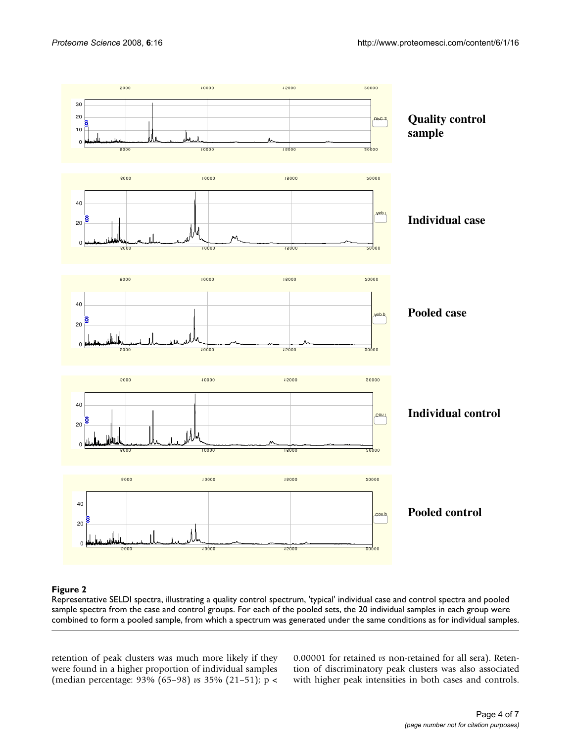**Figure 2**

Representative SELDI spectra, illustrating a quality control spectrum, 'typical' individual case and control spectra and pooled sample spectra from the case and control groups. For each of the pooled sets, the 20 individual samples in each group were combined to form a pooled sample, from which a spectrum was generated under the same conditions as for individual samples.

retention of peak clusters was much more likely if they were found in a higher proportion of individual samples (median percentage: 93% (65–98) *vs* 35% (21–51); p < 0.00001 for retained *vs* non-retained for all sera). Retention of discriminatory peak clusters was also associated with higher peak intensities in both cases and controls.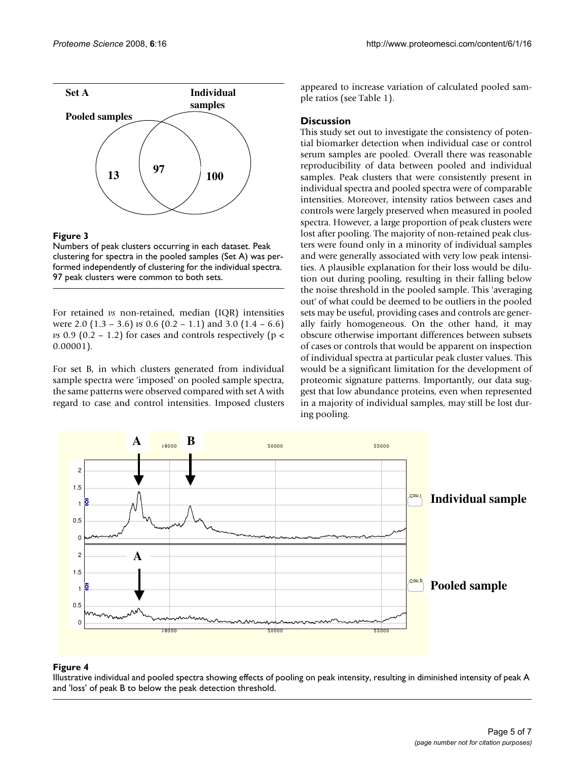**Figure 3**

Numbers of peak clusters occurring in each dataset. Peak clustering for spectra in the pooled samples (Set A) was performed independently of clustering for the individual spectra. 97 peak clusters were common to both sets.

For retained *vs* non-retained, median (IQR) intensities were 2.0 (1.3 – 3.6) *vs* 0.6 (0.2 – 1.1) and 3.0 (1.4 – 6.6) *vs* 0.9 (0.2 – 1.2) for cases and controls respectively ($p < 0.00001$).

For set B, in which clusters generated from individual sample spectra were 'imposed' on pooled sample spectra, the same patterns were observed compared with set A with regard to case and control intensities. Imposed clusters appeared to increase variation of calculated pooled sample ratios (see Table 1).

## Discussion

This study set out to investigate the consistency of potential biomarker detection when individual case or control serum samples are pooled. Overall there was reasonable reproducibility of data between pooled and individual samples. Peak clusters that were consistently present in individual spectra and pooled spectra were of comparable intensities. Moreover, intensity ratios between cases and controls were largely preserved when measured in pooled spectra. However, a large proportion of peak clusters were lost after pooling. The majority of non-retained peak clusters were found only in a minority of individual samples and were generally associated with very low peak intensities. A plausible explanation for their loss would be dilution out during pooling, resulting in their falling below the noise threshold in the pooled sample. This 'averaging out' of what could be deemed to be outliers in the pooled sets may be useful, providing cases and controls are generally fairly homogeneous. On the other hand, it may obscure otherwise important differences between subsets of cases or controls that would be apparent on inspection of individual spectra at particular peak cluster values. This would be a significant limitation for the development of proteomic signature patterns. Importantly, our data suggest that low abundance proteins, even when represented in a majority of individual samples, may still be lost during pooling.

**Figure 4**

Illustrative individual and pooled spectra showing effects of pooling on peak intensity, resulting in diminished intensity of peak A and 'loss' of peak B to below the peak detection threshold.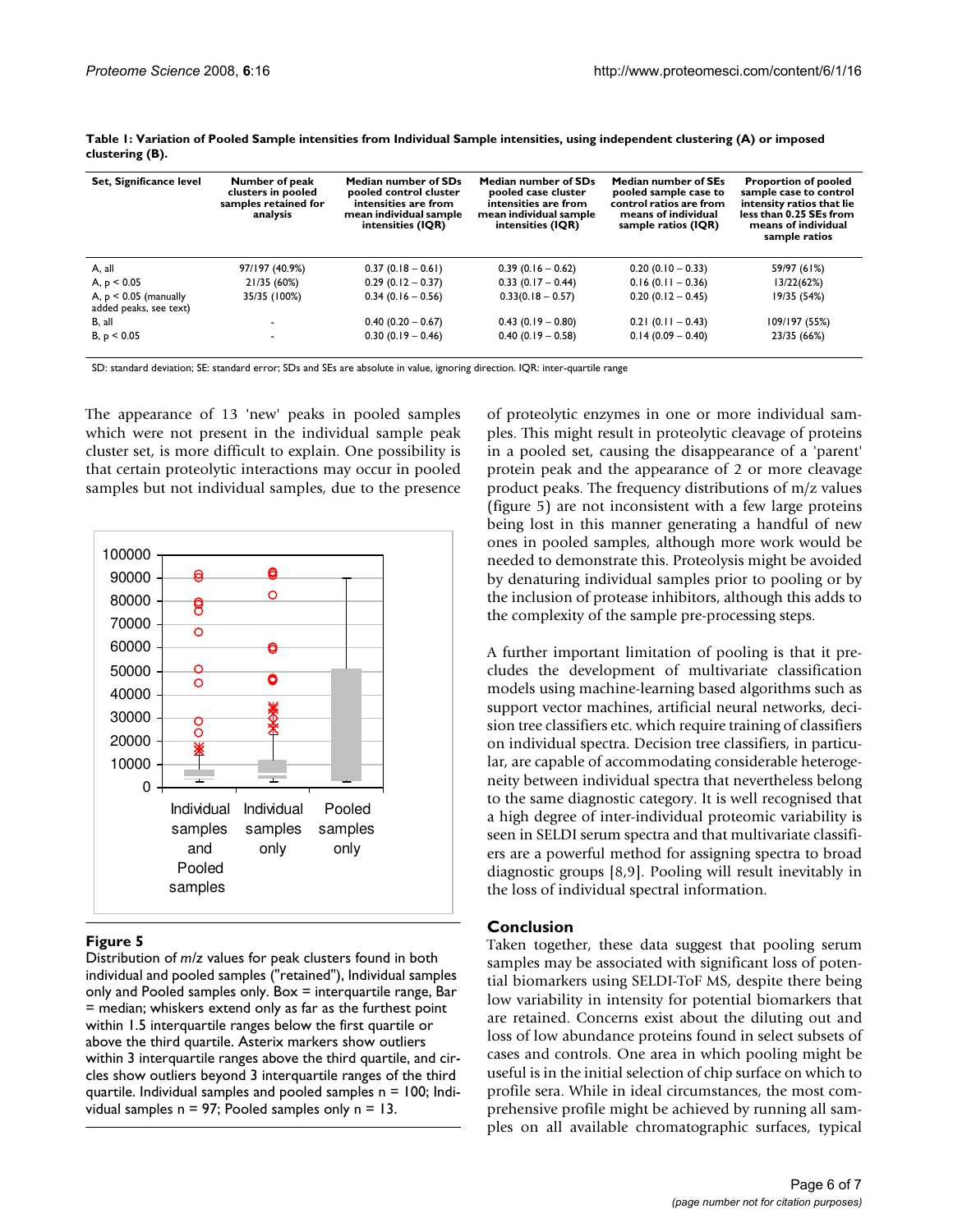**Table 1: Variation of Pooled Sample intensities from Individual Sample intensities, using independent clustering (A) or imposed clustering (B).**

| Set, Significance level | Number of peak clusters in pooled samples retained for analysis | Median number of SDs pooled control cluster intensities are from mean individual sample intensities (IQR) | Median number of SDs pooled case cluster intensities are from mean individual sample intensities (IQR) | Median number of SEs pooled sample case to control ratios are from means of individual sample ratios (IQR) | Proportion of pooled sample case to control intensity ratios that lie less than 0.25 SEs from means of individual sample ratios |
|---|---|---|---|---|---|
| A, all | 97/197 (40.9%) | 0.37 (0.18 – 0.61) | 0.39 (0.16 – 0.62) | 0.20 (0.10 – 0.33) | 59/97 (61%) |
| A, p < 0.05 | 21/35 (60%) | 0.29 (0.12 – 0.37) | 0.33 (0.17 – 0.44) | 0.16 (0.11 – 0.36) | 13/22(62%) |
| A, p < 0.05 (manually added peaks, see text) | 35/35 (100%) | 0.34 (0.16 – 0.56) | 0.33(0.18 – 0.57) | 0.20 (0.12 – 0.45) | 19/35 (54%) |
| B, all | - | 0.40 (0.20 – 0.67) | 0.43 (0.19 – 0.80) | 0.21 (0.11 – 0.43) | 109/197 (55%) |
| B, p < 0.05 | - | 0.30 (0.19 – 0.46) | 0.40 (0.19 – 0.58) | 0.14 (0.09 – 0.40) | 23/35 (66%) |

SD: standard deviation; SE: standard error; SDs and SEs are absolute in value, ignoring direction. IQR: inter-quartile range

The appearance of 13 'new' peaks in pooled samples which were not present in the individual sample peak cluster set, is more difficult to explain. One possibility is that certain proteolytic interactions may occur in pooled samples but not individual samples, due to the presence of proteolytic enzymes in one or more individual samples. This might result in proteolytic cleavage of proteins in a pooled set, causing the disappearance of a 'parent' protein peak and the appearance of 2 or more cleavage product peaks. The frequency distributions of m/z values (figure 5) are not inconsistent with a few large proteins being lost in this manner generating a handful of new ones in pooled samples, although more work would be needed to demonstrate this. Proteolysis might be avoided by denaturing individual samples prior to pooling or by the inclusion of protease inhibitors, although this adds to the complexity of the sample pre-processing steps.

**Figure 5**
Distribution of *m/z* values for peak clusters found in both individual and pooled samples ("retained"), Individual samples only and Pooled samples only. Box = interquartile range, Bar = median; whiskers extend only as far as the furthest point within 1.5 interquartile ranges below the first quartile or above the third quartile. Asterix markers show outliers within 3 interquartile ranges above the third quartile, and circles show outliers beyond 3 interquartile ranges of the third quartile. Individual samples and pooled samples n = 100; Individual samples n = 97; Pooled samples only n = 13.

A further important limitation of pooling is that it precludes the development of multivariate classification models using machine-learning based algorithms such as support vector machines, artificial neural networks, decision tree classifiers etc. which require training of classifiers on individual spectra. Decision tree classifiers, in particular, are capable of accommodating considerable heterogeneity between individual spectra that nevertheless belong to the same diagnostic category. It is well recognised that a high degree of inter-individual proteomic variability is seen in SELDI serum spectra and that multivariate classifiers are a powerful method for assigning spectra to broad diagnostic groups [8,9]. Pooling will result inevitably in the loss of individual spectral information.

## Conclusion

Taken together, these data suggest that pooling serum samples may be associated with significant loss of potential biomarkers using SELDI-ToF MS, despite there being low variability in intensity for potential biomarkers that are retained. Concerns exist about the diluting out and loss of low abundance proteins found in select subsets of cases and controls. One area in which pooling might be useful is in the initial selection of chip surface on which to profile sera. While in ideal circumstances, the most comprehensive profile might be achieved by running all samples on all available chromatographic surfaces, typical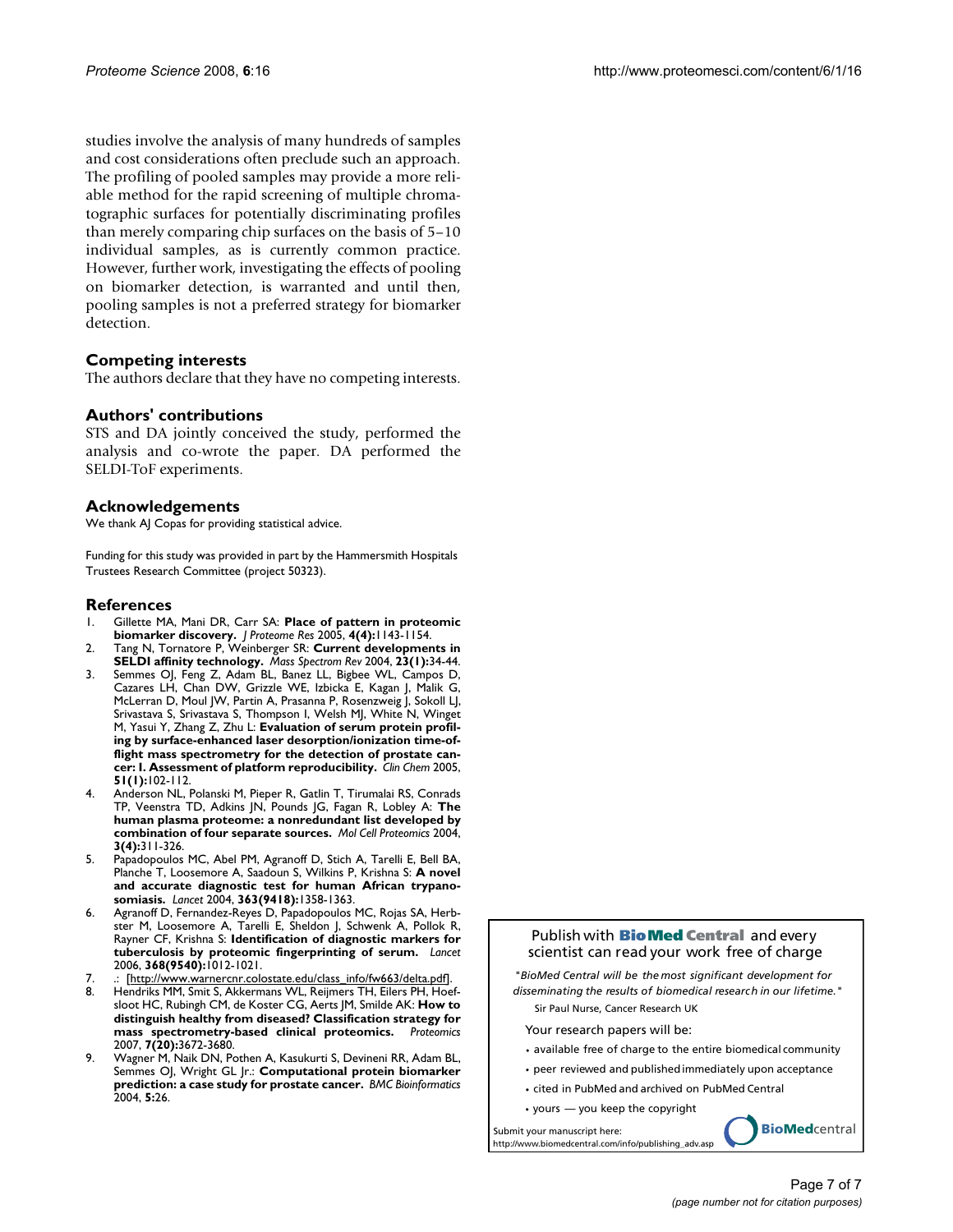studies involve the analysis of many hundreds of samples and cost considerations often preclude such an approach. The profiling of pooled samples may provide a more reliable method for the rapid screening of multiple chromatographic surfaces for potentially discriminating profiles than merely comparing chip surfaces on the basis of 5–10 individual samples, as is currently common practice. However, further work, investigating the effects of pooling on biomarker detection, is warranted and until then, pooling samples is not a preferred strategy for biomarker detection.

## Competing interests

The authors declare that they have no competing interests.

## Authors' contributions

STS and DA jointly conceived the study, performed the analysis and co-wrote the paper. DA performed the SELDI-ToF experiments.

## Acknowledgements

We thank AJ Copas for providing statistical advice.

Funding for this study was provided in part by the Hammersmith Hospitals Trustees Research Committee (project 50323).

## References

1. Gillette MA, Mani DR, Carr SA: **Place of pattern in proteomic biomarker discovery.** *J Proteome Res* 2005, **4(4):**1143-1154.
2. Tang N, Tornatore P, Weinberger SR: **Current developments in SELDI affinity technology.** *Mass Spectrom Rev* 2004, **23(1):**34-44.
3. Semmes OJ, Feng Z, Adam BL, Banez LL, Bigbee WL, Campos D, Cazares LH, Chan DW, Grizzle WE, Izbicka E, Kagan J, Malik G, McLerran D, Moul JW, Partin A, Prasanna P, Rosenzweig J, Sokoll LJ, Srivastava S, Srivastava S, Thompson I, Welsh MJ, White N, Winget M, Yasui Y, Zhang Z, Zhu L: **Evaluation of serum protein profiling by surface-enhanced laser desorption/ionization time-of-flight mass spectrometry for the detection of prostate cancer: I. Assessment of platform reproducibility.** *Clin Chem* 2005, **51(1):**102-112.
4. Anderson NL, Polanski M, Pieper R, Gatlin T, Tirumalai RS, Conrads TP, Veenstra TD, Adkins JN, Pounds JG, Fagan R, Lobley A: **The human plasma proteome: a nonredundant list developed by combination of four separate sources.** *Mol Cell Proteomics* 2004, **3(4):**311-326.
5. Papadopoulos MC, Abel PM, Agranoff D, Stich A, Tarelli E, Bell BA, Planche T, Loosemore A, Saadoun S, Wilkins P, Krishna S: **A novel and accurate diagnostic test for human African trypanosomiasis.** *Lancet* 2004, **363(9418):**1358-1363.
6. Agranoff D, Fernandez-Reyes D, Papadopoulos MC, Rojas SA, Herbster M, Loosemore A, Tarelli E, Sheldon J, Schwenk A, Pollok R, Rayner CF, Krishna S: **Identification of diagnostic markers for tuberculosis by proteomic fingerprinting of serum.** *Lancet* 2006, **368(9540):**1012-1021.
7. .: [http://www.warnercnr.colostate.edu/class_info/fw663/delta.pdf].
8. Hendriks MM, Smit S, Akkermans WL, Reijmers TH, Eilers PH, Hoefsloot HC, Rubingh CM, de Koster CG, Aerts JM, Smilde AK: **How to distinguish healthy from diseased? Classification strategy for mass spectrometry-based clinical proteomics.** *Proteomics* 2007, **7(20):**3672-3680.
9. Wagner M, Naik DN, Pothen A, Kasukurti S, Devineni RR, Adam BL, Semmes OJ, Wright GL Jr.: **Computational protein biomarker prediction: a case study for prostate cancer.** *BMC Bioinformatics* 2004, **5:**26.

Publish with **BioMed Central** and every scientist can read your work free of charge

*"BioMed Central will be the most significant development for disseminating the results of biomedical research in our lifetime."*
Sir Paul Nurse, Cancer Research UK

Your research papers will be:

- available free of charge to the entire biomedical community
- peer reviewed and published immediately upon acceptance
- cited in PubMed and archived on PubMed Central
- yours — you keep the copyright

Submit your manuscript here:
http://www.biomedcentral.com/info/publishing_adv.asp

BioMedcentral